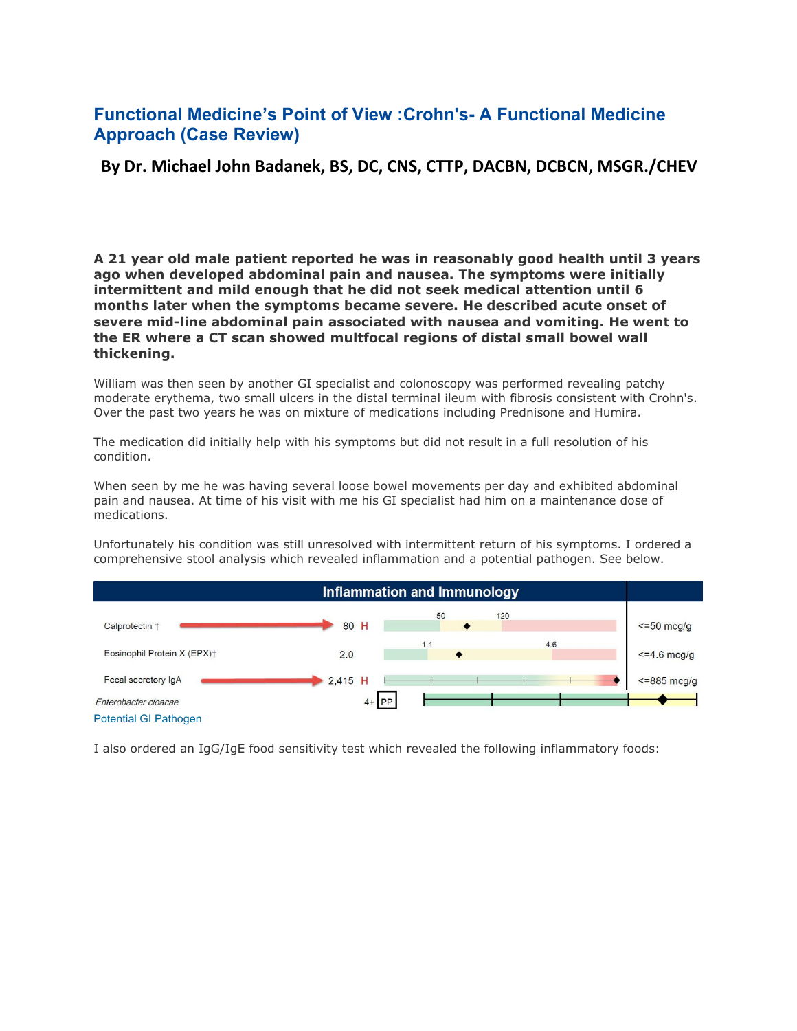# Functional Medicine's Point of View :Crohn's- A Functional Medicine Approach (Case Review)

**By Dr. Michael John Badanek, BS, DC, CNS, CTTP, DACBN, DCBCN, MSGR./CHEV**

**A 21 year old male patient reported he was in reasonably good health until 3 years ago when developed abdominal pain and nausea. The symptoms were initially intermittent and mild enough that he did not seek medical attention until 6 months later when the symptoms became severe. He described acute onset of severe mid-line abdominal pain associated with nausea and vomiting. He went to the ER where a CT scan showed multfocal regions of distal small bowel wall thickening.**

William was then seen by another GI specialist and colonoscopy was performed revealing patchy moderate erythema, two small ulcers in the distal terminal ileum with fibrosis consistent with Crohn's. Over the past two years he was on mixture of medications including Prednisone and Humira.

The medication did initially help with his symptoms but did not result in a full resolution of his condition.

When seen by me he was having several loose bowel movements per day and exhibited abdominal pain and nausea. At time of his visit with me his GI specialist had him on a maintenance dose of medications.

Unfortunately his condition was still unresolved with intermittent return of his symptoms. I ordered a comprehensive stool analysis which revealed inflammation and a potential pathogen. See below.

**Inflammation and Immunology**

| Test | Result | Flag | Reference |
|---|---|---|---|
| Calprotectin † | 80 | H | <=50 mcg/g |
| Eosinophil Protein X (EPX)† | 2.0 | | <=4.6 mcg/g |
| Fecal secretory IgA | 2,415 | H | <=885 mcg/g |
| *Enterobacter cloacae* | 4+ | PP | |

Potential GI Pathogen

I also ordered an IgG/IgE food sensitivity test which revealed the following inflammatory foods: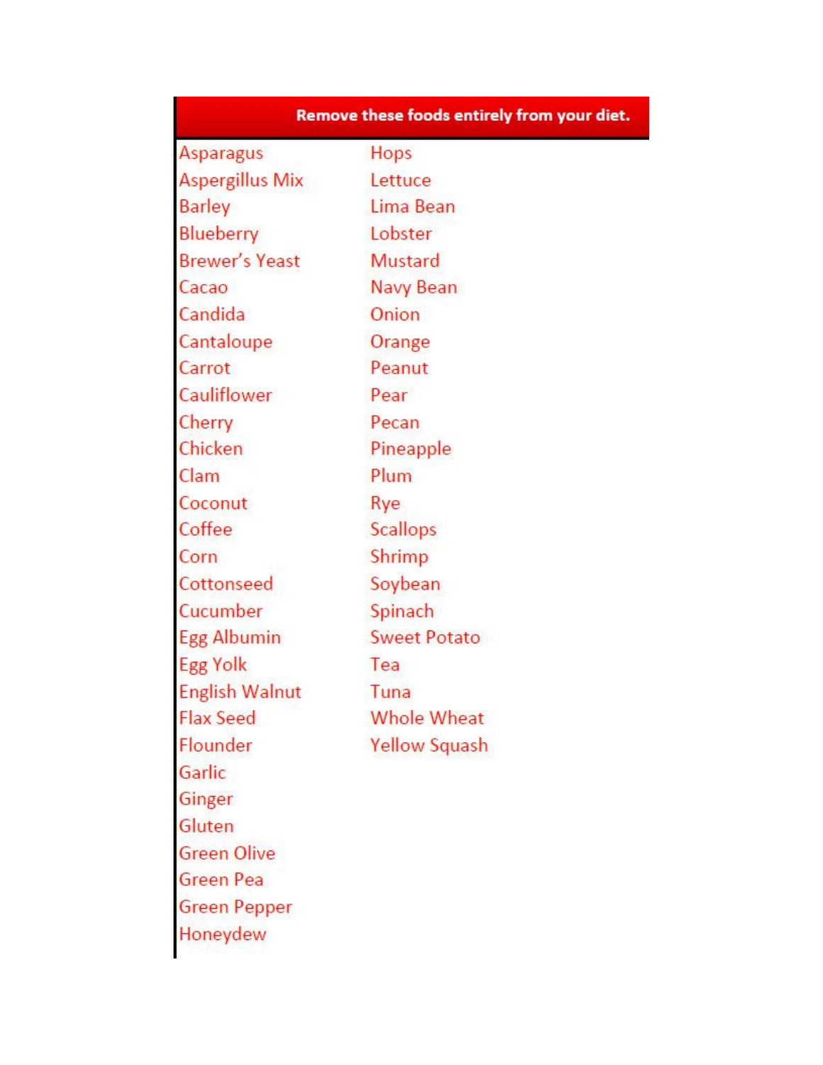**Remove these foods entirely from your diet.**

- Asparagus
- Aspergillus Mix
- Barley
- Blueberry
- Brewer's Yeast
- Cacao
- Candida
- Cantaloupe
- Carrot
- Cauliflower
- Cherry
- Chicken
- Clam
- Coconut
- Coffee
- Corn
- Cottonseed
- Cucumber
- Egg Albumin
- Egg Yolk
- English Walnut
- Flax Seed
- Flounder
- Garlic
- Ginger
- Gluten
- Green Olive
- Green Pea
- Green Pepper
- Honeydew
- Hops
- Lettuce
- Lima Bean
- Lobster
- Mustard
- Navy Bean
- Onion
- Orange
- Peanut
- Pear
- Pecan
- Pineapple
- Plum
- Rye
- Scallops
- Shrimp
- Soybean
- Spinach
- Sweet Potato
- Tea
- Tuna
- Whole Wheat
- Yellow Squash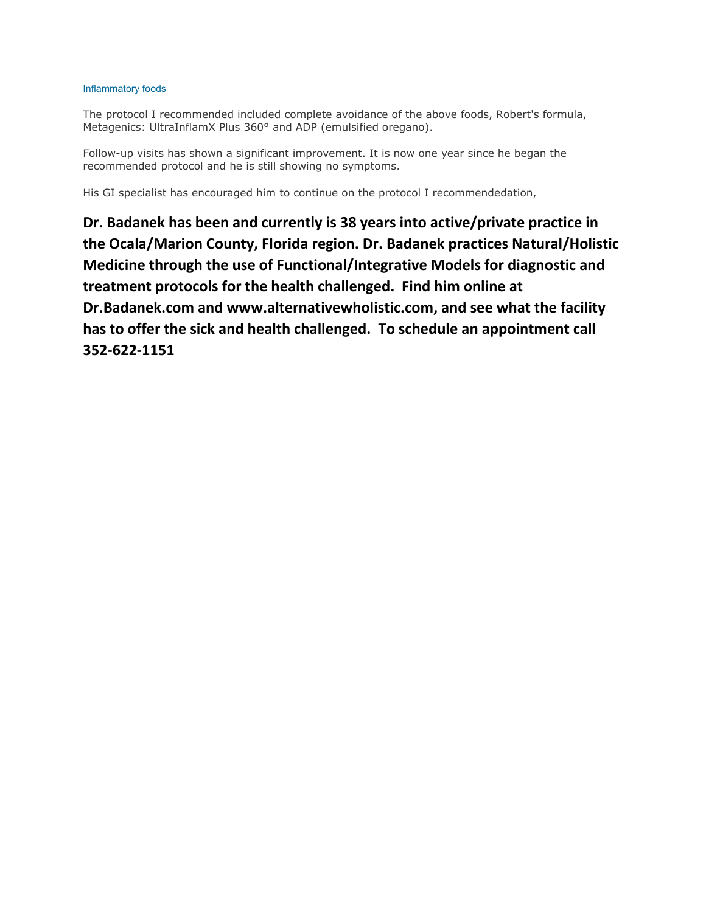Inflammatory foods

The protocol I recommended included complete avoidance of the above foods, Robert's formula, Metagenics: UltraInflamX Plus 360° and ADP (emulsified oregano).

Follow-up visits has shown a significant improvement. It is now one year since he began the recommended protocol and he is still showing no symptoms.

His GI specialist has encouraged him to continue on the protocol I recommendedation,

**Dr. Badanek has been and currently is 38 years into active/private practice in the Ocala/Marion County, Florida region. Dr. Badanek practices Natural/Holistic Medicine through the use of Functional/Integrative Models for diagnostic and treatment protocols for the health challenged. Find him online at Dr.Badanek.com and www.alternativewholistic.com, and see what the facility has to offer the sick and health challenged. To schedule an appointment call 352-622-1151**